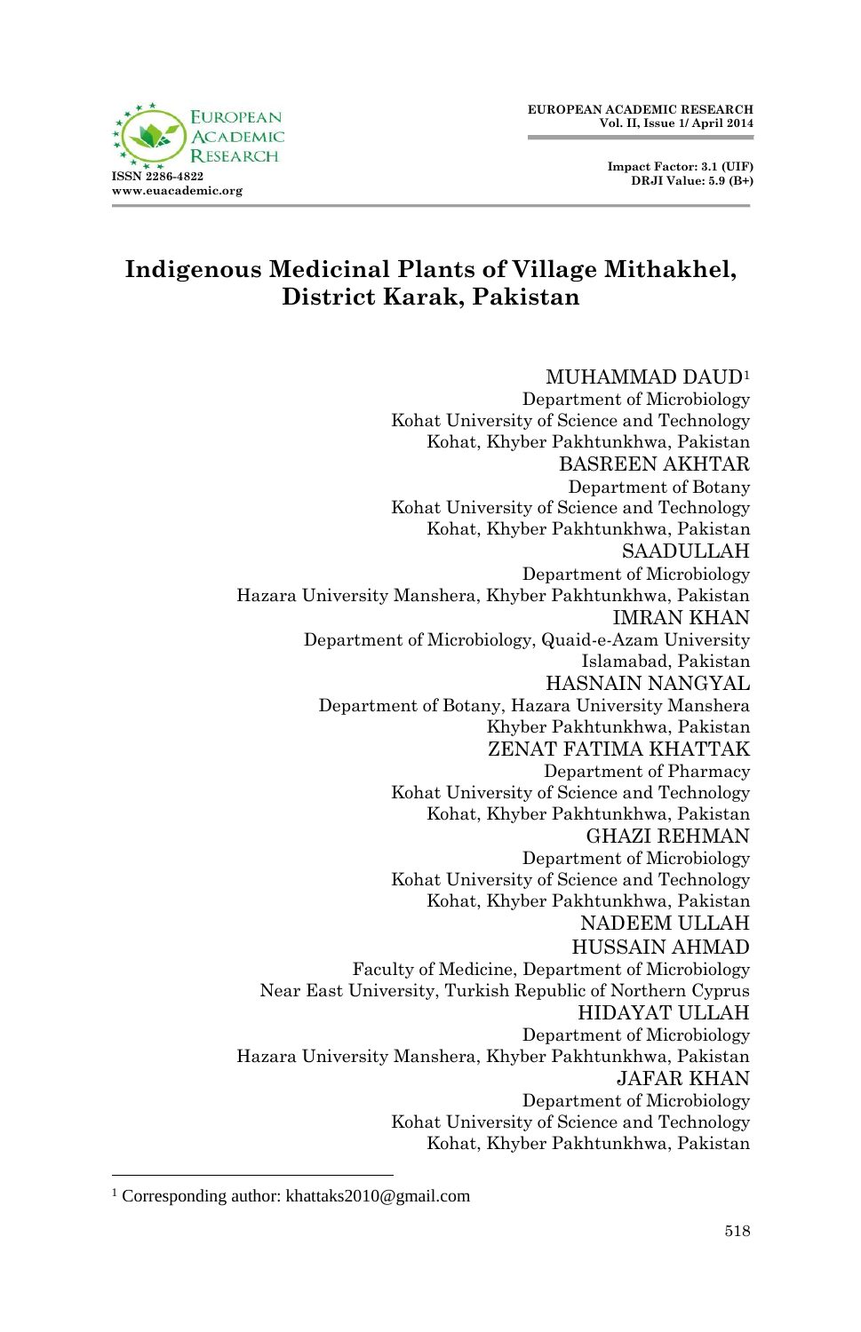# Indigenous Medicinal Plants of Village Mithakhel, District Karak, Pakistan

MUHAMMAD DAUD[1]
Department of Microbiology
Kohat University of Science and Technology
Kohat, Khyber Pakhtunkhwa, Pakistan

BASREEN AKHTAR
Department of Botany
Kohat University of Science and Technology
Kohat, Khyber Pakhtunkhwa, Pakistan

SAADULLAH
Department of Microbiology
Hazara University Manshera, Khyber Pakhtunkhwa, Pakistan

IMRAN KHAN
Department of Microbiology, Quaid-e-Azam University
Islamabad, Pakistan

HASNAIN NANGYAL
Department of Botany, Hazara University Manshera
Khyber Pakhtunkhwa, Pakistan

ZENAT FATIMA KHATTAK
Department of Pharmacy
Kohat University of Science and Technology
Kohat, Khyber Pakhtunkhwa, Pakistan

GHAZI REHMAN
Department of Microbiology
Kohat University of Science and Technology
Kohat, Khyber Pakhtunkhwa, Pakistan

NADEEM ULLAH
HUSSAIN AHMAD
Faculty of Medicine, Department of Microbiology
Near East University, Turkish Republic of Northern Cyprus

HIDAYAT ULLAH
Department of Microbiology
Hazara University Manshera, Khyber Pakhtunkhwa, Pakistan

JAFAR KHAN
Department of Microbiology
Kohat University of Science and Technology
Kohat, Khyber Pakhtunkhwa, Pakistan

[1] Corresponding author: khattaks2010@gmail.com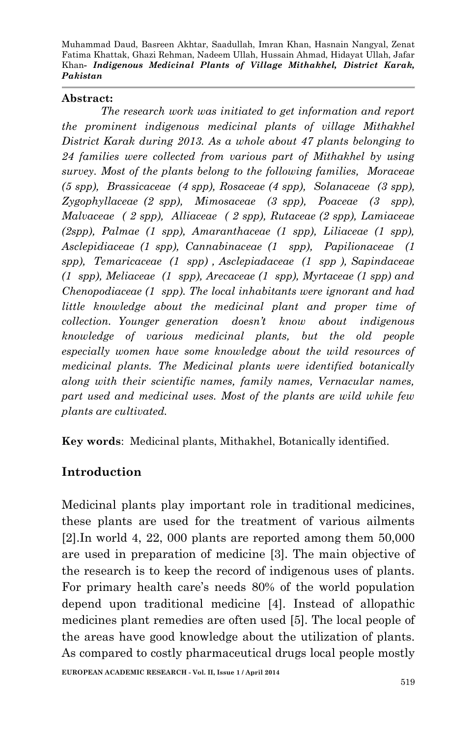**Abstract:**

*The research work was initiated to get information and report the prominent indigenous medicinal plants of village Mithakhel District Karak during 2013. As a whole about 47 plants belonging to 24 families were collected from various part of Mithakhel by using survey. Most of the plants belong to the following families, Moraceae (5 spp), Brassicaceae (4 spp), Rosaceae (4 spp), Solanaceae (3 spp), Zygophyllaceae (2 spp), Mimosaceae (3 spp), Poaceae (3 spp), Malvaceae ( 2 spp), Alliaceae ( 2 spp), Rutaceae (2 spp), Lamiaceae (2spp), Palmae (1 spp), Amaranthaceae (1 spp), Liliaceae (1 spp), Asclepidiaceae (1 spp), Cannabinaceae (1 spp), Papilionaceae (1 spp), Temaricaceae (1 spp) , Asclepiadaceae (1 spp ), Sapindaceae (1 spp), Meliaceae (1 spp), Arecaceae (1 spp), Myrtaceae (1 spp) and Chenopodiaceae (1 spp). The local inhabitants were ignorant and had little knowledge about the medicinal plant and proper time of collection. Younger generation doesn't know about indigenous knowledge of various medicinal plants, but the old people especially women have some knowledge about the wild resources of medicinal plants. The Medicinal plants were identified botanically along with their scientific names, family names, Vernacular names, part used and medicinal uses. Most of the plants are wild while few plants are cultivated.*

**Key words**: Medicinal plants, Mithakhel, Botanically identified.

## Introduction

Medicinal plants play important role in traditional medicines, these plants are used for the treatment of various ailments [2].In world 4, 22, 000 plants are reported among them 50,000 are used in preparation of medicine [3]. The main objective of the research is to keep the record of indigenous uses of plants. For primary health care's needs 80% of the world population depend upon traditional medicine [4]. Instead of allopathic medicines plant remedies are often used [5]. The local people of the areas have good knowledge about the utilization of plants. As compared to costly pharmaceutical drugs local people mostly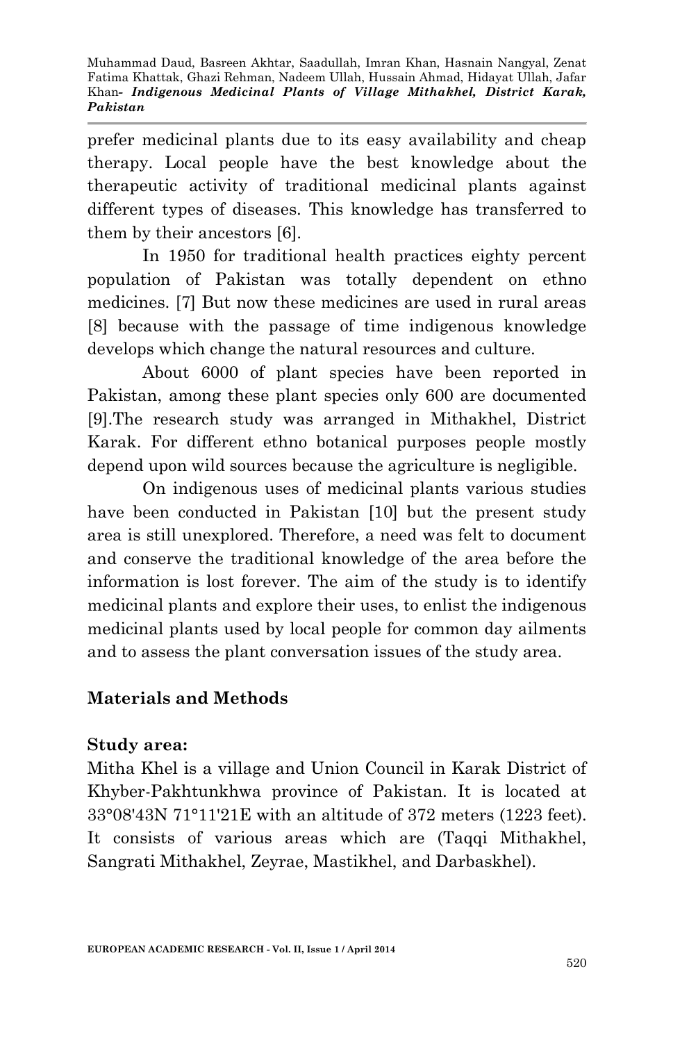prefer medicinal plants due to its easy availability and cheap therapy. Local people have the best knowledge about the therapeutic activity of traditional medicinal plants against different types of diseases. This knowledge has transferred to them by their ancestors [6].

In 1950 for traditional health practices eighty percent population of Pakistan was totally dependent on ethno medicines. [7] But now these medicines are used in rural areas [8] because with the passage of time indigenous knowledge develops which change the natural resources and culture.

About 6000 of plant species have been reported in Pakistan, among these plant species only 600 are documented [9].The research study was arranged in Mithakhel, District Karak. For different ethno botanical purposes people mostly depend upon wild sources because the agriculture is negligible.

On indigenous uses of medicinal plants various studies have been conducted in Pakistan [10] but the present study area is still unexplored. Therefore, a need was felt to document and conserve the traditional knowledge of the area before the information is lost forever. The aim of the study is to identify medicinal plants and explore their uses, to enlist the indigenous medicinal plants used by local people for common day ailments and to assess the plant conversation issues of the study area.

## Materials and Methods

### Study area:

Mitha Khel is a village and Union Council in Karak District of Khyber-Pakhtunkhwa province of Pakistan. It is located at 33°08'43N 71°11'21E with an altitude of 372 meters (1223 feet). It consists of various areas which are (Taqqi Mithakhel, Sangrati Mithakhel, Zeyrae, Mastikhel, and Darbaskhel).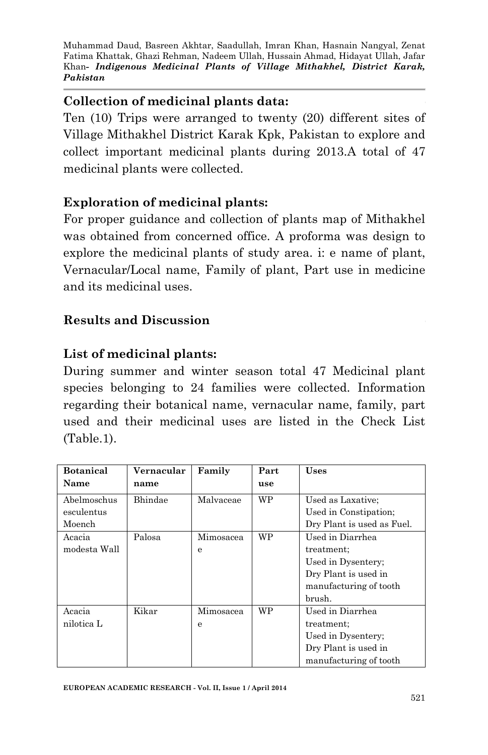**Collection of medicinal plants data:**

Ten (10) Trips were arranged to twenty (20) different sites of Village Mithakhel District Karak Kpk, Pakistan to explore and collect important medicinal plants during 2013.A total of 47 medicinal plants were collected.

**Exploration of medicinal plants:**

For proper guidance and collection of plants map of Mithakhel was obtained from concerned office. A proforma was design to explore the medicinal plants of study area. i: e name of plant, Vernacular/Local name, Family of plant, Part use in medicine and its medicinal uses.

## Results and Discussion

**List of medicinal plants:**

During summer and winter season total 47 Medicinal plant species belonging to 24 families were collected. Information regarding their botanical name, vernacular name, family, part used and their medicinal uses are listed in the Check List (Table.1).

| Botanical Name | Vernacular name | Family | Part use | Uses |
|---|---|---|---|---|
| Abelmoschus esculentus Moench | Bhindae | Malvaceae | WP | Used as Laxative; Used in Constipation; Dry Plant is used as Fuel. |
| Acacia modesta Wall | Palosa | Mimosaceae | WP | Used in Diarrhea treatment; Used in Dysentery; Dry Plant is used in manufacturing of tooth brush. |
| Acacia nilotica L | Kikar | Mimosaceae | WP | Used in Diarrhea treatment; Used in Dysentery; Dry Plant is used in manufacturing of tooth |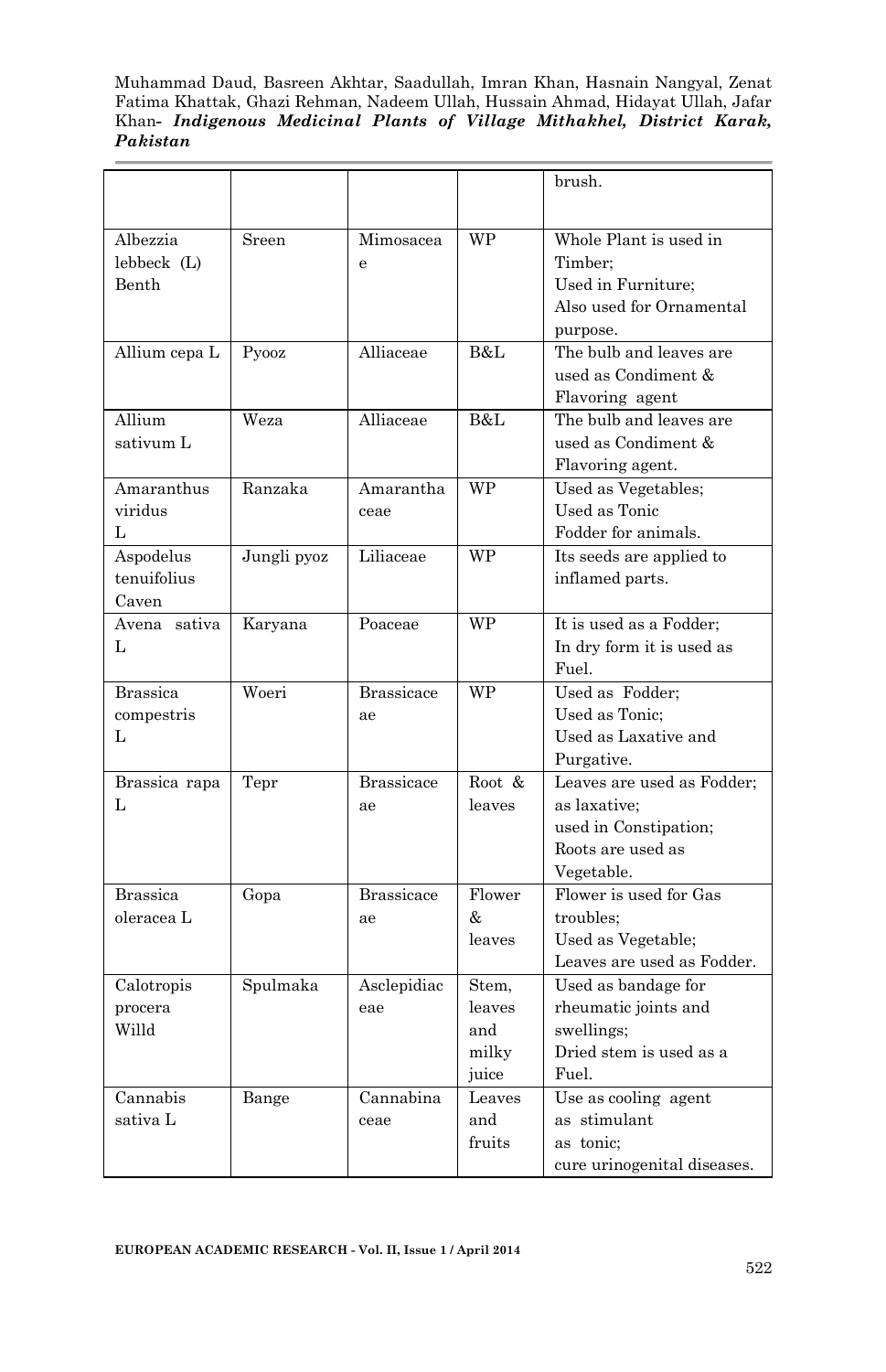|  |  |  |  | brush. |
|---|---|---|---|---|
| Albezzia lebbeck (L) Benth | Sreen | Mimosaceae | WP | Whole Plant is used in Timber; Used in Furniture; Also used for Ornamental purpose. |
| Allium cepa L | Pyooz | Alliaceae | B&L | The bulb and leaves are used as Condiment & Flavoring agent |
| Allium sativum L | Weza | Alliaceae | B&L | The bulb and leaves are used as Condiment & Flavoring agent. |
| Amaranthus viridus L | Ranzaka | Amaranthaceae | WP | Used as Vegetables; Used as Tonic Fodder for animals. |
| Aspodelus tenuifolius Caven | Jungli pyoz | Liliaceae | WP | Its seeds are applied to inflamed parts. |
| Avena sativa L | Karyana | Poaceae | WP | It is used as a Fodder; In dry form it is used as Fuel. |
| Brassica compestris L | Woeri | Brassicaceae | WP | Used as Fodder; Used as Tonic; Used as Laxative and Purgative. |
| Brassica rapa L | Tepr | Brassicaceae | Root & leaves | Leaves are used as Fodder; as laxative; used in Constipation; Roots are used as Vegetable. |
| Brassica oleracea L | Gopa | Brassicaceae | Flower & leaves | Flower is used for Gas troubles; Used as Vegetable; Leaves are used as Fodder. |
| Calotropis procera Willd | Spulmaka | Asclepidiaceae | Stem, leaves and milky juice | Used as bandage for rheumatic joints and swellings; Dried stem is used as a Fuel. |
| Cannabis sativa L | Bange | Cannabinaceae | Leaves and fruits | Use as cooling agent as stimulant as tonic; cure urinogenital diseases. |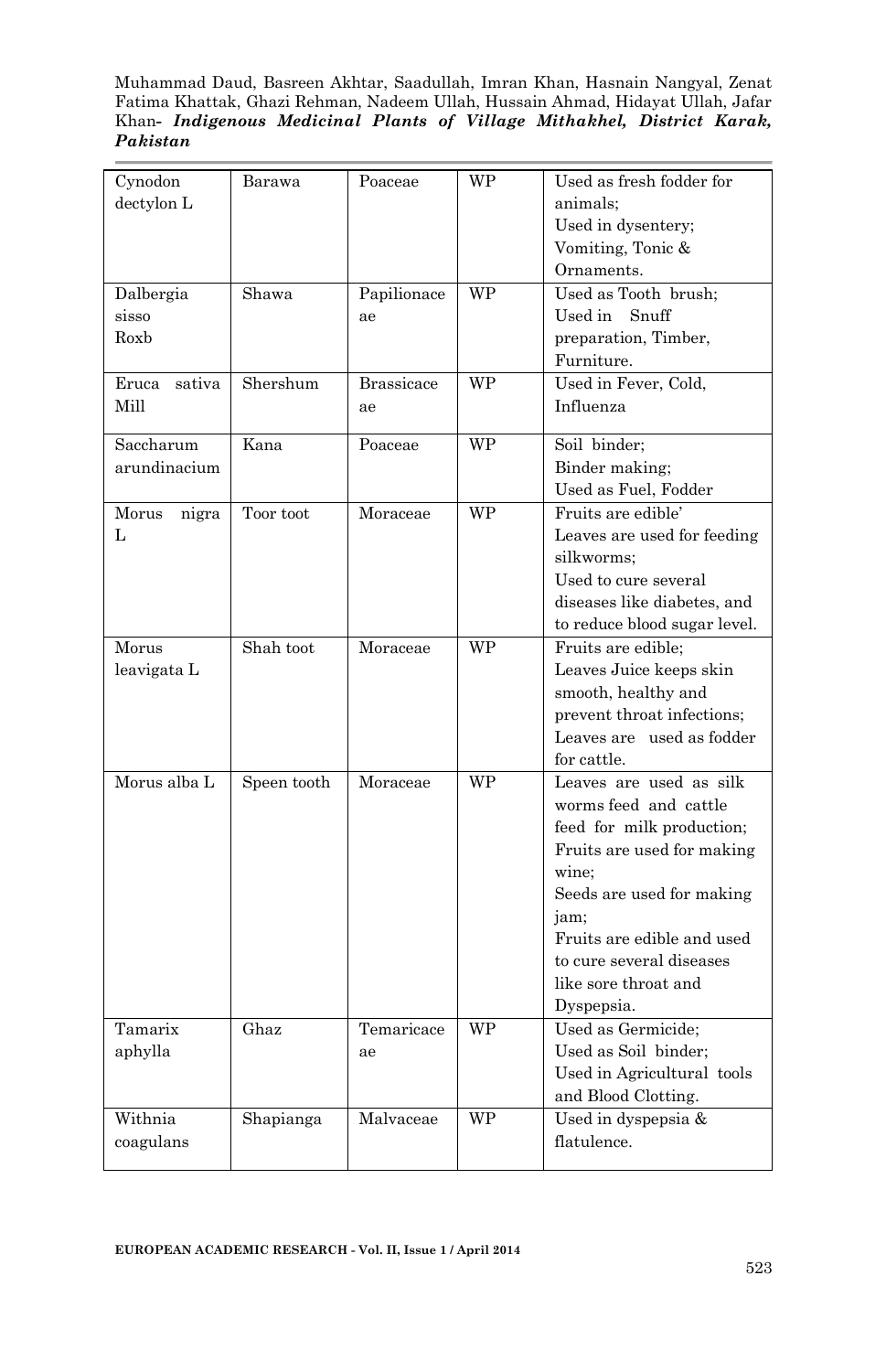| Cynodon dectylon L | Barawa | Poaceae | WP | Used as fresh fodder for animals;<br>Used in dysentery;<br>Vomiting, Tonic & Ornaments. |
|---|---|---|---|---|
| Dalbergia sisso Roxb | Shawa | Papilionaceae | WP | Used as Tooth brush;<br>Used in Snuff preparation, Timber, Furniture. |
| Eruca sativa Mill | Shershum | Brassicaceae | WP | Used in Fever, Cold, Influenza |
| Saccharum arundinacium | Kana | Poaceae | WP | Soil binder;<br>Binder making;<br>Used as Fuel, Fodder |
| Morus nigra L | Toor toot | Moraceae | WP | Fruits are edible'<br>Leaves are used for feeding silkworms;<br>Used to cure several diseases like diabetes, and to reduce blood sugar level. |
| Morus leavigata L | Shah toot | Moraceae | WP | Fruits are edible;<br>Leaves Juice keeps skin smooth, healthy and prevent throat infections;<br>Leaves are used as fodder for cattle. |
| Morus alba L | Speen tooth | Moraceae | WP | Leaves are used as silk worms feed and cattle feed for milk production;<br>Fruits are used for making wine;<br>Seeds are used for making jam;<br>Fruits are edible and used to cure several diseases like sore throat and Dyspepsia. |
| Tamarix aphylla | Ghaz | Temaricaceae | WP | Used as Germicide;<br>Used as Soil binder;<br>Used in Agricultural tools and Blood Clotting. |
| Withnia coagulans | Shapianga | Malvaceae | WP | Used in dyspepsia & flatulence. |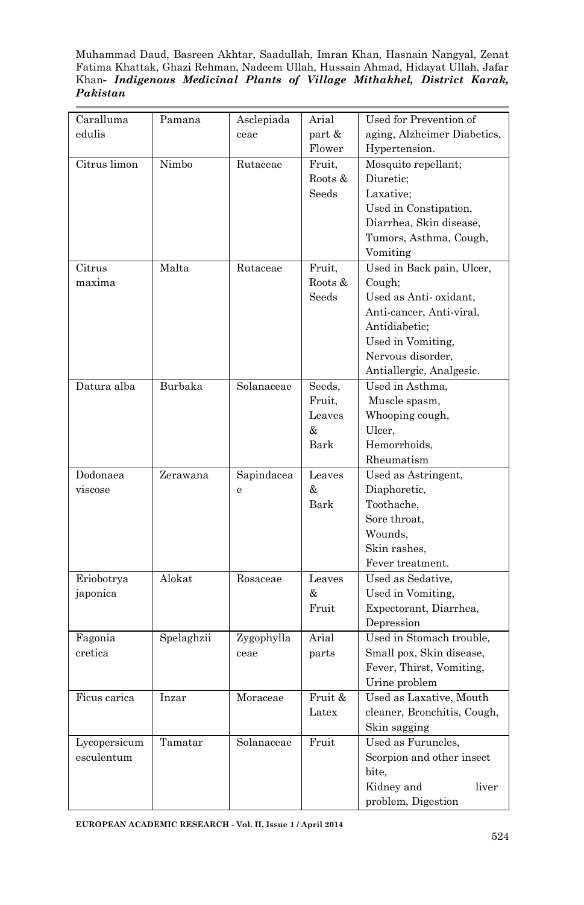| Caralluma edulis | Pamana | Asclepiadaceae | Arial part & Flower | Used for Prevention of aging, Alzheimer Diabetics, Hypertension. |
|---|---|---|---|---|
| Citrus limon | Nimbo | Rutaceae | Fruit, Roots & Seeds | Mosquito repellant; Diuretic; Laxative; Used in Constipation, Diarrhea, Skin disease, Tumors, Asthma, Cough, Vomiting |
| Citrus maxima | Malta | Rutaceae | Fruit, Roots & Seeds | Used in Back pain, Ulcer, Cough; Used as Anti- oxidant, Anti-cancer, Anti-viral, Antidiabetic; Used in Vomiting, Nervous disorder, Antiallergic, Analgesic. |
| Datura alba | Burbaka | Solanaceae | Seeds, Fruit, Leaves & Bark | Used in Asthma, Muscle spasm, Whooping cough, Ulcer, Hemorrhoids, Rheumatism |
| Dodonaea viscose | Zerawana | Sapindaceae | Leaves & Bark | Used as Astringent, Diaphoretic, Toothache, Sore throat, Wounds, Skin rashes, Fever treatment. |
| Eriobotrya japonica | Alokat | Rosaceae | Leaves & Fruit | Used as Sedative, Used in Vomiting, Expectorant, Diarrhea, Depression |
| Fagonia cretica | Spelaghzii | Zygophyllaceae | Arial parts | Used in Stomach trouble, Small pox, Skin disease, Fever, Thirst, Vomiting, Urine problem |
| Ficus carica | Inzar | Moraceae | Fruit & Latex | Used as Laxative, Mouth cleaner, Bronchitis, Cough, Skin sagging |
| Lycopersicum esculentum | Tamatar | Solanaceae | Fruit | Used as Furuncles, Scorpion and other insect bite, Kidney and liver problem, Digestion |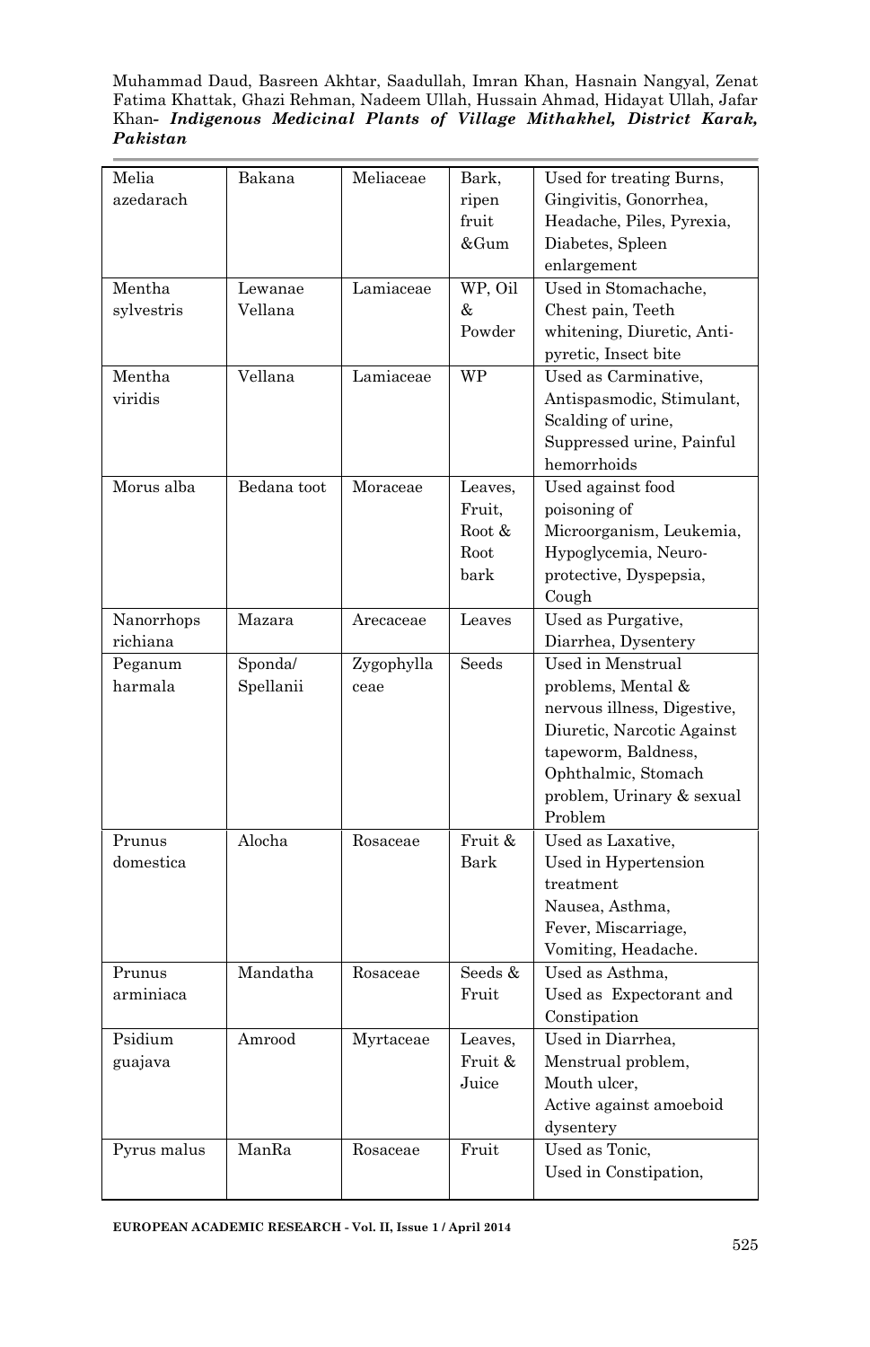| Melia azedarach | Bakana | Meliaceae | Bark, ripen fruit &Gum | Used for treating Burns, Gingivitis, Gonorrhea, Headache, Piles, Pyrexia, Diabetes, Spleen enlargement |
|---|---|---|---|---|
| Mentha sylvestris | Lewanae Vellana | Lamiaceae | WP, Oil & Powder | Used in Stomachache, Chest pain, Teeth whitening, Diuretic, Anti-pyretic, Insect bite |
| Mentha viridis | Vellana | Lamiaceae | WP | Used as Carminative, Antispasmodic, Stimulant, Scalding of urine, Suppressed urine, Painful hemorrhoids |
| Morus alba | Bedana toot | Moraceae | Leaves, Fruit, Root & Root bark | Used against food poisoning of Microorganism, Leukemia, Hypoglycemia, Neuro-protective, Dyspepsia, Cough |
| Nanorrhops richiana | Mazara | Arecaceae | Leaves | Used as Purgative, Diarrhea, Dysentery |
| Peganum harmala | Sponda/ Spellanii | Zygophyllaceae | Seeds | Used in Menstrual problems, Mental & nervous illness, Digestive, Diuretic, Narcotic Against tapeworm, Baldness, Ophthalmic, Stomach problem, Urinary & sexual Problem |
| Prunus domestica | Alocha | Rosaceae | Fruit & Bark | Used as Laxative, Used in Hypertension treatment Nausea, Asthma, Fever, Miscarriage, Vomiting, Headache. |
| Prunus arminiaca | Mandatha | Rosaceae | Seeds & Fruit | Used as Asthma, Used as Expectorant and Constipation |
| Psidium guajava | Amrood | Myrtaceae | Leaves, Fruit & Juice | Used in Diarrhea, Menstrual problem, Mouth ulcer, Active against amoeboid dysentery |
| Pyrus malus | ManRa | Rosaceae | Fruit | Used as Tonic, Used in Constipation, |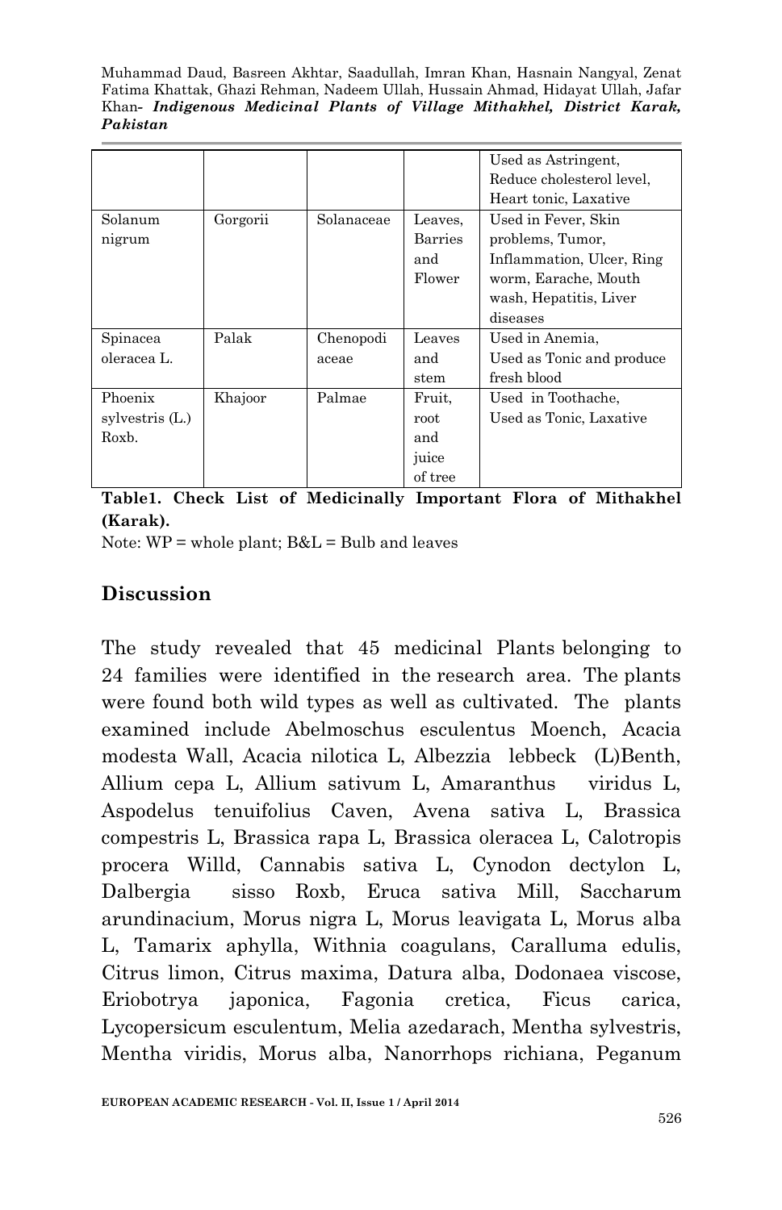| | | | | Used as Astringent, Reduce cholesterol level, Heart tonic, Laxative |
|---|---|---|---|---|
| Solanum nigrum | Gorgorii | Solanaceae | Leaves, Barries and Flower | Used in Fever, Skin problems, Tumor, Inflammation, Ulcer, Ring worm, Earache, Mouth wash, Hepatitis, Liver diseases |
| Spinacea oleracea L. | Palak | Chenopodiaceae | Leaves and stem | Used in Anemia, Used as Tonic and produce fresh blood |
| Phoenix sylvestris (L.) Roxb. | Khajoor | Palmae | Fruit, root and juice of tree | Used in Toothache, Used as Tonic, Laxative |

**Table1. Check List of Medicinally Important Flora of Mithakhel (Karak).**

Note: WP = whole plant; B&L = Bulb and leaves

## Discussion

The study revealed that 45 medicinal Plants belonging to 24 families were identified in the research area. The plants were found both wild types as well as cultivated. The plants examined include Abelmoschus esculentus Moench, Acacia modesta Wall, Acacia nilotica L, Albezzia lebbeck (L)Benth, Allium cepa L, Allium sativum L, Amaranthus viridus L, Aspodelus tenuifolius Caven, Avena sativa L, Brassica compestris L, Brassica rapa L, Brassica oleracea L, Calotropis procera Willd, Cannabis sativa L, Cynodon dectylon L, Dalbergia sisso Roxb, Eruca sativa Mill, Saccharum arundinacium, Morus nigra L, Morus leavigata L, Morus alba L, Tamarix aphylla, Withnia coagulans, Caralluma edulis, Citrus limon, Citrus maxima, Datura alba, Dodonaea viscose, Eriobotrya japonica, Fagonia cretica, Ficus carica, Lycopersicum esculentum, Melia azedarach, Mentha sylvestris, Mentha viridis, Morus alba, Nanorrhops richiana, Peganum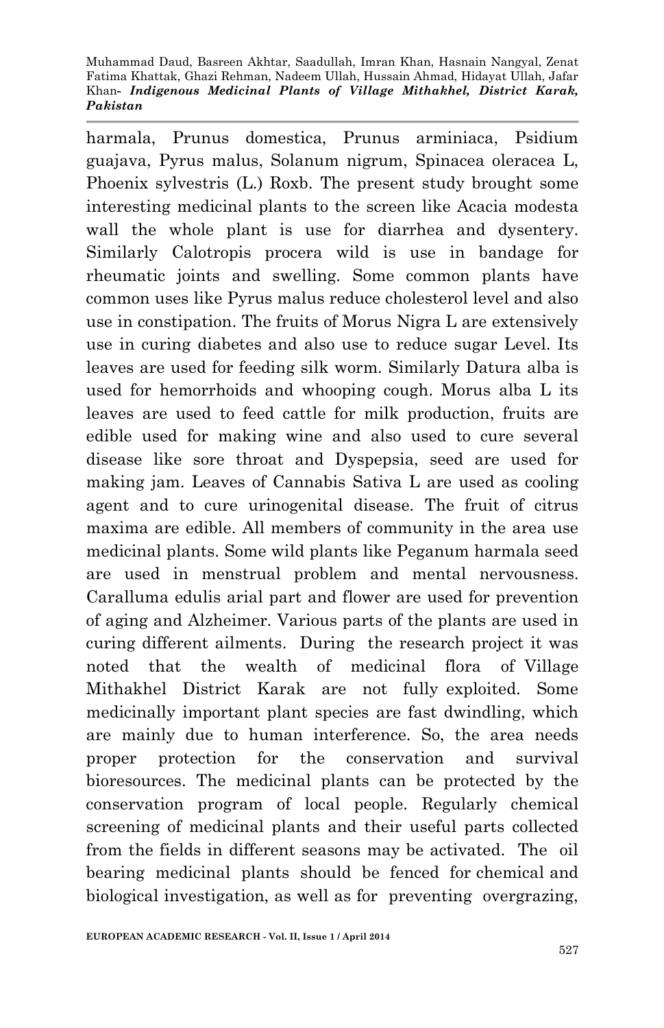harmala, Prunus domestica, Prunus arminiaca, Psidium guajava, Pyrus malus, Solanum nigrum, Spinacea oleracea L, Phoenix sylvestris (L.) Roxb. The present study brought some interesting medicinal plants to the screen like Acacia modesta wall the whole plant is use for diarrhea and dysentery. Similarly Calotropis procera wild is use in bandage for rheumatic joints and swelling. Some common plants have common uses like Pyrus malus reduce cholesterol level and also use in constipation. The fruits of Morus Nigra L are extensively use in curing diabetes and also use to reduce sugar Level. Its leaves are used for feeding silk worm. Similarly Datura alba is used for hemorrhoids and whooping cough. Morus alba L its leaves are used to feed cattle for milk production, fruits are edible used for making wine and also used to cure several disease like sore throat and Dyspepsia, seed are used for making jam. Leaves of Cannabis Sativa L are used as cooling agent and to cure urinogenital disease. The fruit of citrus maxima are edible. All members of community in the area use medicinal plants. Some wild plants like Peganum harmala seed are used in menstrual problem and mental nervousness. Caralluma edulis arial part and flower are used for prevention of aging and Alzheimer. Various parts of the plants are used in curing different ailments. During the research project it was noted that the wealth of medicinal flora of Village Mithakhel District Karak are not fully exploited. Some medicinally important plant species are fast dwindling, which are mainly due to human interference. So, the area needs proper protection for the conservation and survival bioresources. The medicinal plants can be protected by the conservation program of local people. Regularly chemical screening of medicinal plants and their useful parts collected from the fields in different seasons may be activated. The oil bearing medicinal plants should be fenced for chemical and biological investigation, as well as for preventing overgrazing,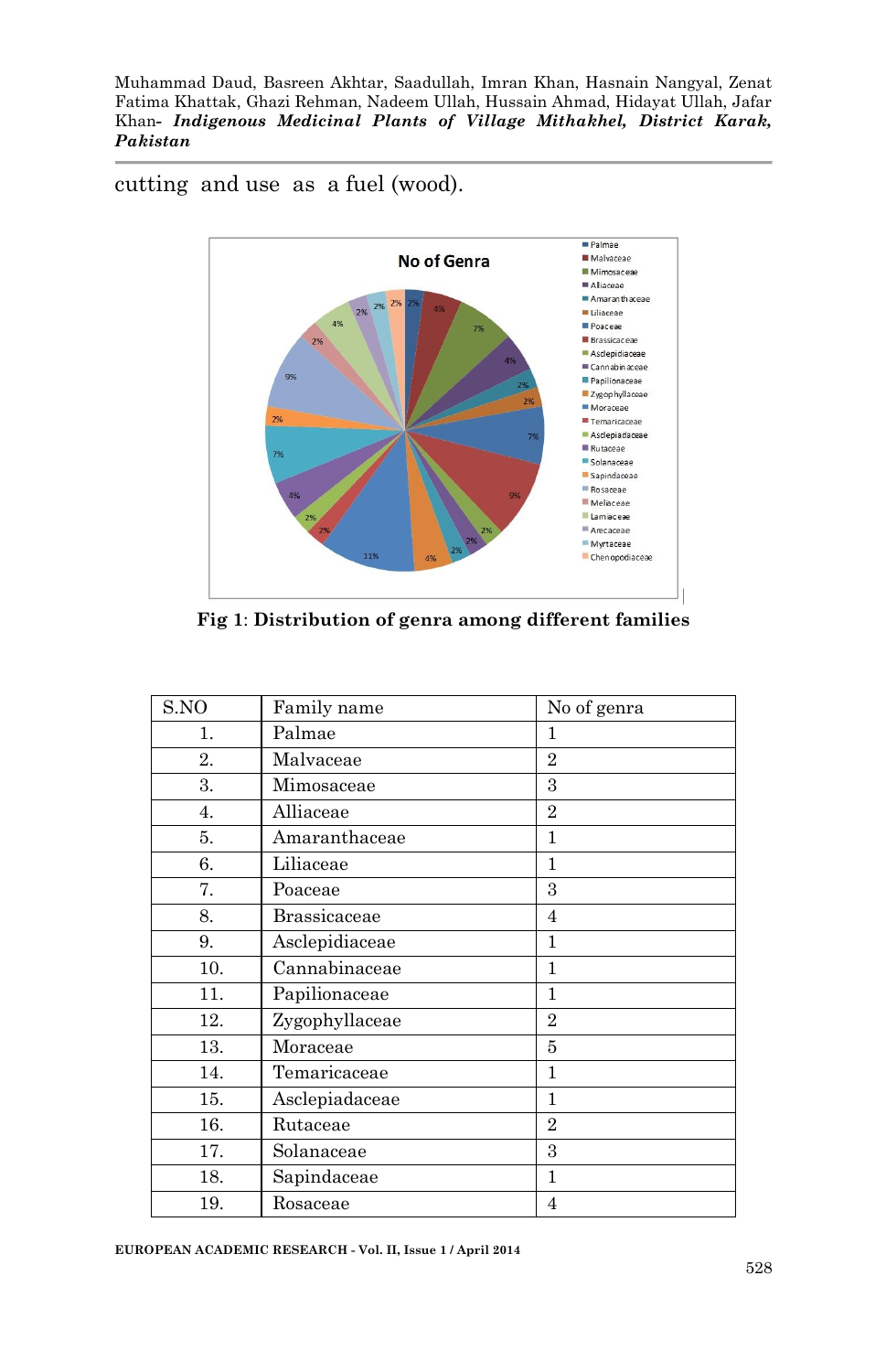cutting and use as a fuel (wood).

Fig 1: Distribution of genra among different families

| S.NO | Family name | No of genra |
|---|---|---|
| 1. | Palmae | 1 |
| 2. | Malvaceae | 2 |
| 3. | Mimosaceae | 3 |
| 4. | Alliaceae | 2 |
| 5. | Amaranthaceae | 1 |
| 6. | Liliaceae | 1 |
| 7. | Poaceae | 3 |
| 8. | Brassicaceae | 4 |
| 9. | Asclepidiaceae | 1 |
| 10. | Cannabinaceae | 1 |
| 11. | Papilionaceae | 1 |
| 12. | Zygophyllaceae | 2 |
| 13. | Moraceae | 5 |
| 14. | Temaricaceae | 1 |
| 15. | Asclepiadaceae | 1 |
| 16. | Rutaceae | 2 |
| 17. | Solanaceae | 3 |
| 18. | Sapindaceae | 1 |
| 19. | Rosaceae | 4 |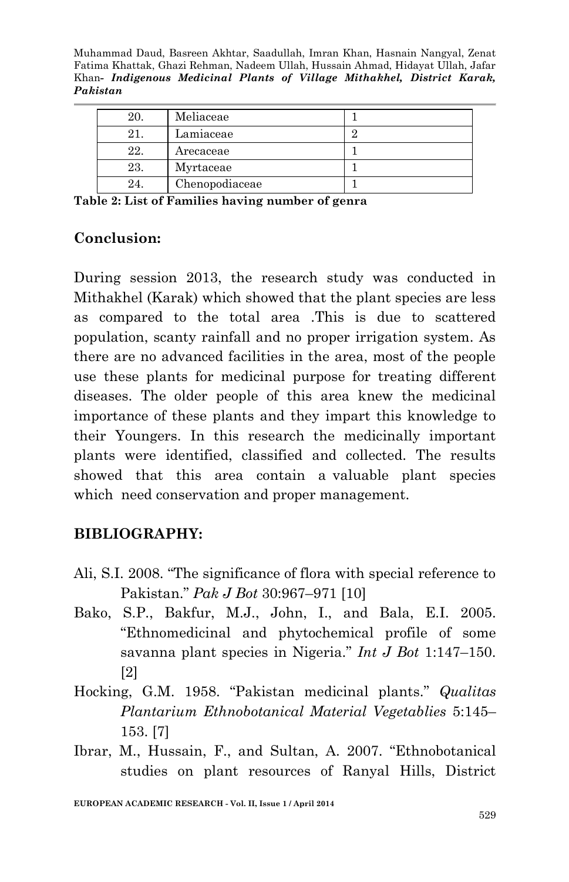| 20. | Meliaceae | 1 |
|---|---|---|
| 21. | Lamiaceae | 2 |
| 22. | Arecaceae | 1 |
| 23. | Myrtaceae | 1 |
| 24. | Chenopodiaceae | 1 |

**Table 2: List of Families having number of genra**

## Conclusion:

During session 2013, the research study was conducted in Mithakhel (Karak) which showed that the plant species are less as compared to the total area .This is due to scattered population, scanty rainfall and no proper irrigation system. As there are no advanced facilities in the area, most of the people use these plants for medicinal purpose for treating different diseases. The older people of this area knew the medicinal importance of these plants and they impart this knowledge to their Youngers. In this research the medicinally important plants were identified, classified and collected. The results showed that this area contain a valuable plant species which need conservation and proper management.

## BIBLIOGRAPHY:

Ali, S.I. 2008. "The significance of flora with special reference to Pakistan." *Pak J Bot* 30:967–971 [10]

Bako, S.P., Bakfur, M.J., John, I., and Bala, E.I. 2005. "Ethnomedicinal and phytochemical profile of some savanna plant species in Nigeria." *Int J Bot* 1:147–150. [2]

Hocking, G.M. 1958. "Pakistan medicinal plants." *Qualitas Plantarium Ethnobotanical Material Vegetablies* 5:145–153. [7]

Ibrar, M., Hussain, F., and Sultan, A. 2007. "Ethnobotanical studies on plant resources of Ranyal Hills, District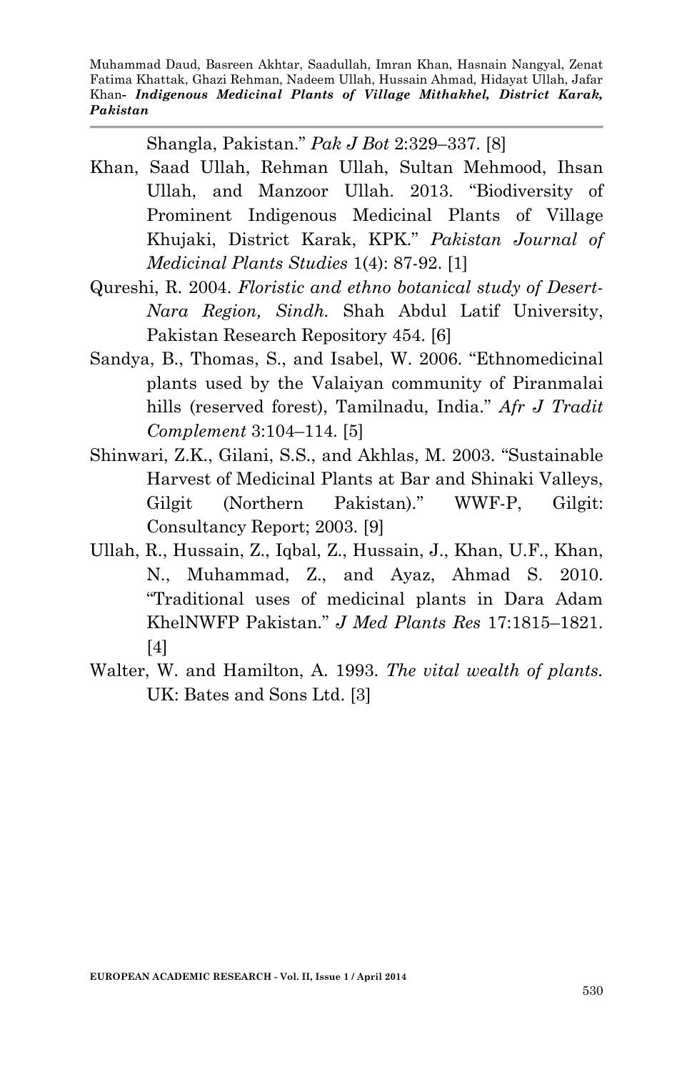Shangla, Pakistan." *Pak J Bot* 2:329–337. [8]

Khan, Saad Ullah, Rehman Ullah, Sultan Mehmood, Ihsan Ullah, and Manzoor Ullah. 2013. "Biodiversity of Prominent Indigenous Medicinal Plants of Village Khujaki, District Karak, KPK." *Pakistan Journal of Medicinal Plants Studies* 1(4): 87-92. [1]

Qureshi, R. 2004. *Floristic and ethno botanical study of Desert-Nara Region, Sindh.* Shah Abdul Latif University, Pakistan Research Repository 454. [6]

Sandya, B., Thomas, S., and Isabel, W. 2006. "Ethnomedicinal plants used by the Valaiyan community of Piranmalai hills (reserved forest), Tamilnadu, India." *Afr J Tradit Complement* 3:104–114. [5]

Shinwari, Z.K., Gilani, S.S., and Akhlas, M. 2003. "Sustainable Harvest of Medicinal Plants at Bar and Shinaki Valleys, Gilgit (Northern Pakistan)." WWF-P, Gilgit: Consultancy Report; 2003. [9]

Ullah, R., Hussain, Z., Iqbal, Z., Hussain, J., Khan, U.F., Khan, N., Muhammad, Z., and Ayaz, Ahmad S. 2010. "Traditional uses of medicinal plants in Dara Adam KhelNWFP Pakistan." *J Med Plants Res* 17:1815–1821. [4]

Walter, W. and Hamilton, A. 1993. *The vital wealth of plants.* UK: Bates and Sons Ltd. [3]